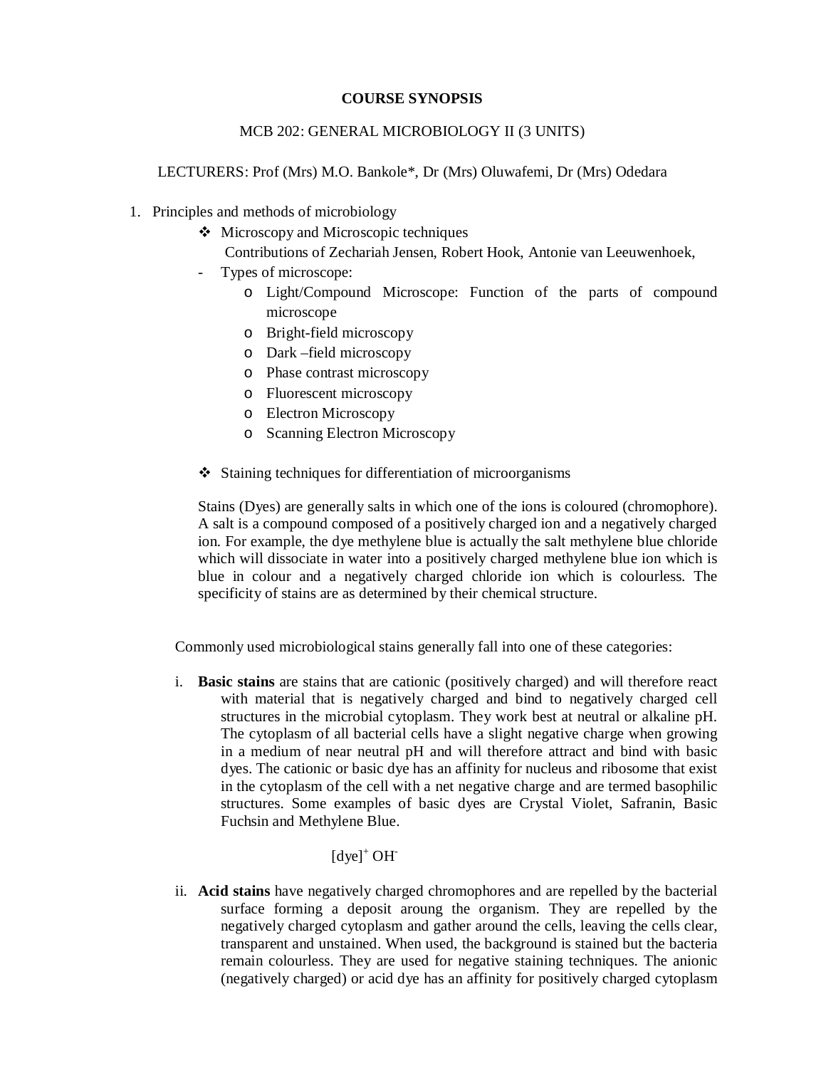**COURSE SYNOPSIS**

MCB 202: GENERAL MICROBIOLOGY II (3 UNITS)

LECTURERS: Prof (Mrs) M.O. Bankole*, Dr (Mrs) Oluwafemi, Dr (Mrs) Odedara

1. Principles and methods of microbiology
   - ❖ Microscopy and Microscopic techniques
     Contributions of Zechariah Jensen, Robert Hook, Antonie van Leeuwenhoek,
   - Types of microscope:
     - Light/Compound Microscope: Function of the parts of compound microscope
     - Bright-field microscopy
     - Dark –field microscopy
     - Phase contrast microscopy
     - Fluorescent microscopy
     - Electron Microscopy
     - Scanning Electron Microscopy

   - ❖ Staining techniques for differentiation of microorganisms

     Stains (Dyes) are generally salts in which one of the ions is coloured (chromophore). A salt is a compound composed of a positively charged ion and a negatively charged ion. For example, the dye methylene blue is actually the salt methylene blue chloride which will dissociate in water into a positively charged methylene blue ion which is blue in colour and a negatively charged chloride ion which is colourless. The specificity of stains are as determined by their chemical structure.

Commonly used microbiological stains generally fall into one of these categories:

i. **Basic stains** are stains that are cationic (positively charged) and will therefore react with material that is negatively charged and bind to negatively charged cell structures in the microbial cytoplasm. They work best at neutral or alkaline pH. The cytoplasm of all bacterial cells have a slight negative charge when growing in a medium of near neutral pH and will therefore attract and bind with basic dyes. The cationic or basic dye has an affinity for nucleus and ribosome that exist in the cytoplasm of the cell with a net negative charge and are termed basophilic structures. Some examples of basic dyes are Crystal Violet, Safranin, Basic Fuchsin and Methylene Blue.

$$[\text{dye}]^{+} \text{OH}^{-}$$

ii. **Acid stains** have negatively charged chromophores and are repelled by the bacterial surface forming a deposit aroung the organism. They are repelled by the negatively charged cytoplasm and gather around the cells, leaving the cells clear, transparent and unstained. When used, the background is stained but the bacteria remain colourless. They are used for negative staining techniques. The anionic (negatively charged) or acid dye has an affinity for positively charged cytoplasm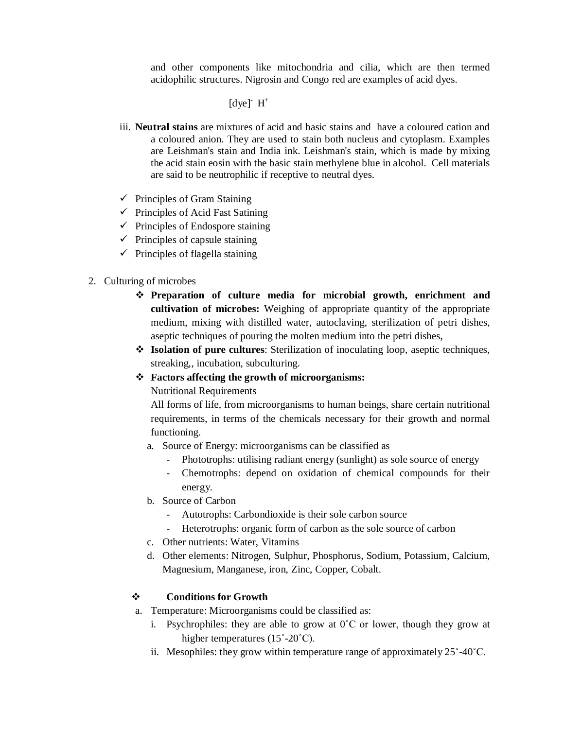and other components like mitochondria and cilia, which are then termed acidophilic structures. Nigrosin and Congo red are examples of acid dyes.

$$[dye]^- \; H^+$$

iii. **Neutral stains** are mixtures of acid and basic stains and have a coloured cation and a coloured anion. They are used to stain both nucleus and cytoplasm. Examples are Leishman's stain and India ink. Leishman's stain, which is made by mixing the acid stain eosin with the basic stain methylene blue in alcohol. Cell materials are said to be neutrophilic if receptive to neutral dyes.

- ✓ Principles of Gram Staining
- ✓ Principles of Acid Fast Satining
- ✓ Principles of Endospore staining
- ✓ Principles of capsule staining
- ✓ Principles of flagella staining

2. Culturing of microbes
   - ❖ **Preparation of culture media for microbial growth, enrichment and cultivation of microbes:** Weighing of appropriate quantity of the appropriate medium, mixing with distilled water, autoclaving, sterilization of petri dishes, aseptic techniques of pouring the molten medium into the petri dishes,
   - ❖ **Isolation of pure cultures**: Sterilization of inoculating loop, aseptic techniques, streaking,, incubation, subculturing.
   - ❖ **Factors affecting the growth of microorganisms:**

     Nutritional Requirements

     All forms of life, from microorganisms to human beings, share certain nutritional requirements, in terms of the chemicals necessary for their growth and normal functioning.

     a. Source of Energy: microorganisms can be classified as
        - Phototrophs: utilising radiant energy (sunlight) as sole source of energy
        - Chemotrophs: depend on oxidation of chemical compounds for their energy.
     
     b. Source of Carbon
        - Autotrophs: Carbondioxide is their sole carbon source
        - Heterotrophs: organic form of carbon as the sole source of carbon
     
     c. Other nutrients: Water, Vitamins
     d. Other elements: Nitrogen, Sulphur, Phosphorus, Sodium, Potassium, Calcium, Magnesium, Manganese, iron, Zinc, Copper, Cobalt.

   - ❖ **Conditions for Growth**

     a. Temperature: Microorganisms could be classified as:
        
        i. Psychrophiles: they are able to grow at 0˚C or lower, though they grow at higher temperatures (15˚-20˚C).
        
        ii. Mesophiles: they grow within temperature range of approximately 25˚-40˚C.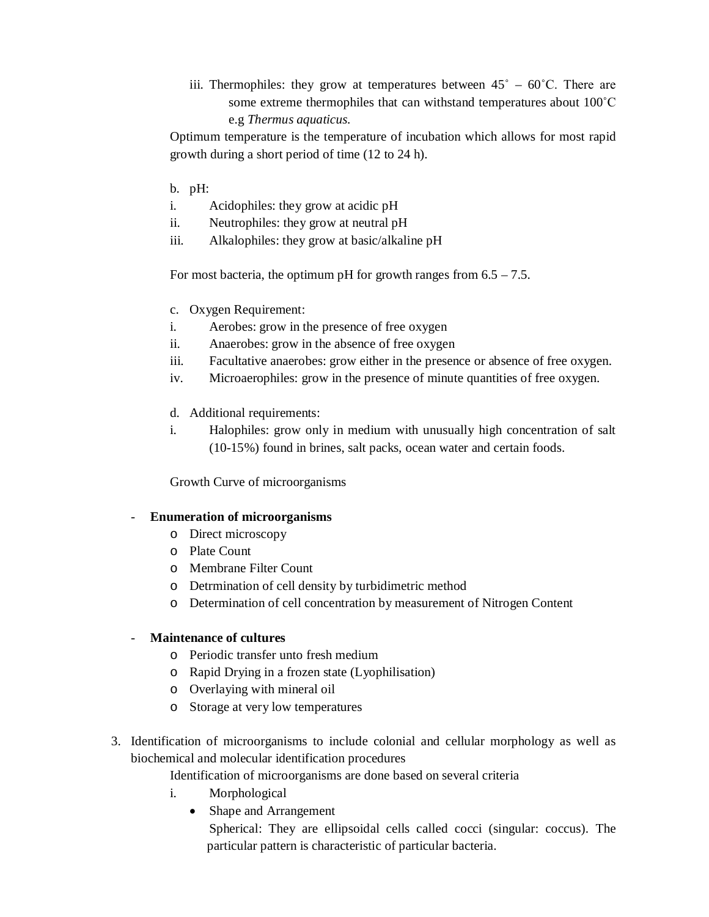iii. Thermophiles: they grow at temperatures between 45˚ – 60˚C. There are some extreme thermophiles that can withstand temperatures about 100˚C e.g *Thermus aquaticus.*

Optimum temperature is the temperature of incubation which allows for most rapid growth during a short period of time (12 to 24 h).

b. pH:

i. Acidophiles: they grow at acidic pH
ii. Neutrophiles: they grow at neutral pH
iii. Alkalophiles: they grow at basic/alkaline pH

For most bacteria, the optimum pH for growth ranges from 6.5 – 7.5.

c. Oxygen Requirement:

i. Aerobes: grow in the presence of free oxygen
ii. Anaerobes: grow in the absence of free oxygen
iii. Facultative anaerobes: grow either in the presence or absence of free oxygen.
iv. Microaerophiles: grow in the presence of minute quantities of free oxygen.

d. Additional requirements:

i. Halophiles: grow only in medium with unusually high concentration of salt (10-15%) found in brines, salt packs, ocean water and certain foods.

Growth Curve of microorganisms

- **Enumeration of microorganisms**
  - Direct microscopy
  - Plate Count
  - Membrane Filter Count
  - Detrmination of cell density by turbidimetric method
  - Determination of cell concentration by measurement of Nitrogen Content

- **Maintenance of cultures**
  - Periodic transfer unto fresh medium
  - Rapid Drying in a frozen state (Lyophilisation)
  - Overlaying with mineral oil
  - Storage at very low temperatures

3. Identification of microorganisms to include colonial and cellular morphology as well as biochemical and molecular identification procedures

   Identification of microorganisms are done based on several criteria

   i. Morphological
      - Shape and Arrangement

        Spherical: They are ellipsoidal cells called cocci (singular: coccus). The particular pattern is characteristic of particular bacteria.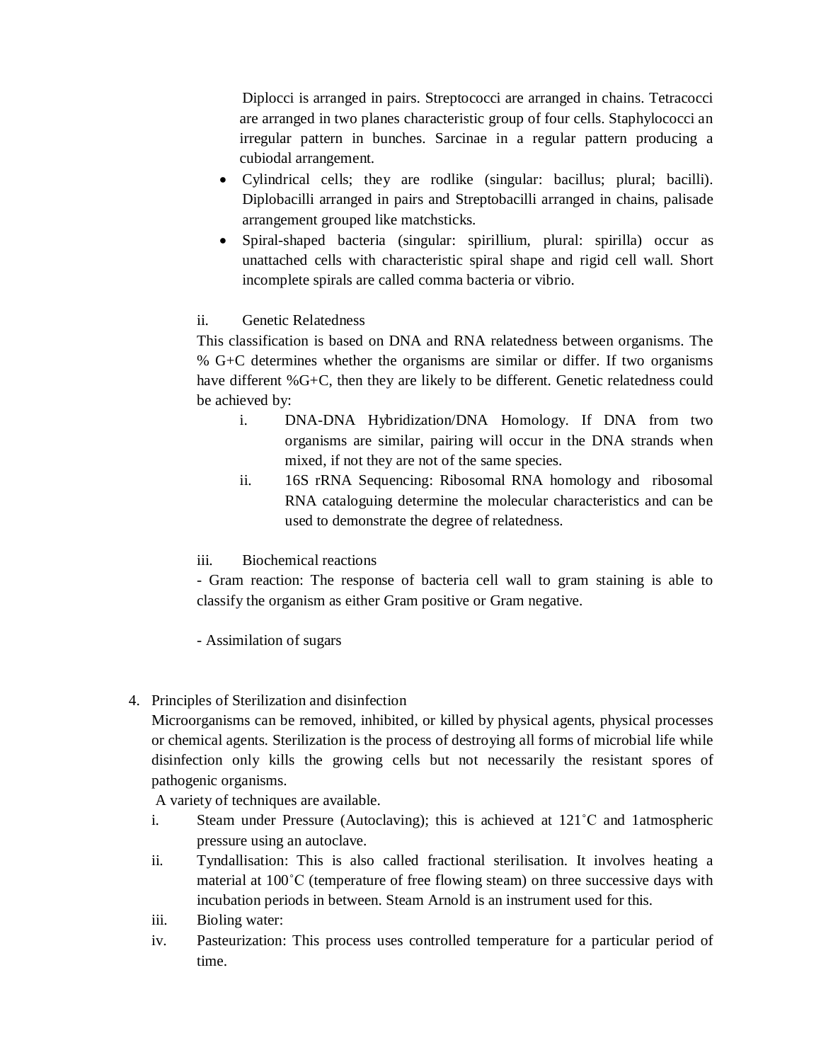Diplocci is arranged in pairs. Streptococci are arranged in chains. Tetracocci are arranged in two planes characteristic group of four cells. Staphylococci an irregular pattern in bunches. Sarcinae in a regular pattern producing a cubiodal arrangement.

- Cylindrical cells; they are rodlike (singular: bacillus; plural; bacilli). Diplobacilli arranged in pairs and Streptobacilli arranged in chains, palisade arrangement grouped like matchsticks.
- Spiral-shaped bacteria (singular: spirillium, plural: spirilla) occur as unattached cells with characteristic spiral shape and rigid cell wall. Short incomplete spirals are called comma bacteria or vibrio.

ii. Genetic Relatedness

This classification is based on DNA and RNA relatedness between organisms. The % G+C determines whether the organisms are similar or differ. If two organisms have different %G+C, then they are likely to be different. Genetic relatedness could be achieved by:

i. DNA-DNA Hybridization/DNA Homology. If DNA from two organisms are similar, pairing will occur in the DNA strands when mixed, if not they are not of the same species.

ii. 16S rRNA Sequencing: Ribosomal RNA homology and ribosomal RNA cataloguing determine the molecular characteristics and can be used to demonstrate the degree of relatedness.

iii. Biochemical reactions

- Gram reaction: The response of bacteria cell wall to gram staining is able to classify the organism as either Gram positive or Gram negative.

- Assimilation of sugars

4. Principles of Sterilization and disinfection

Microorganisms can be removed, inhibited, or killed by physical agents, physical processes or chemical agents. Sterilization is the process of destroying all forms of microbial life while disinfection only kills the growing cells but not necessarily the resistant spores of pathogenic organisms.

A variety of techniques are available.

i. Steam under Pressure (Autoclaving); this is achieved at 121˚C and 1atmospheric pressure using an autoclave.

ii. Tyndallisation: This is also called fractional sterilisation. It involves heating a material at 100˚C (temperature of free flowing steam) on three successive days with incubation periods in between. Steam Arnold is an instrument used for this.

iii. Bioling water:

iv. Pasteurization: This process uses controlled temperature for a particular period of time.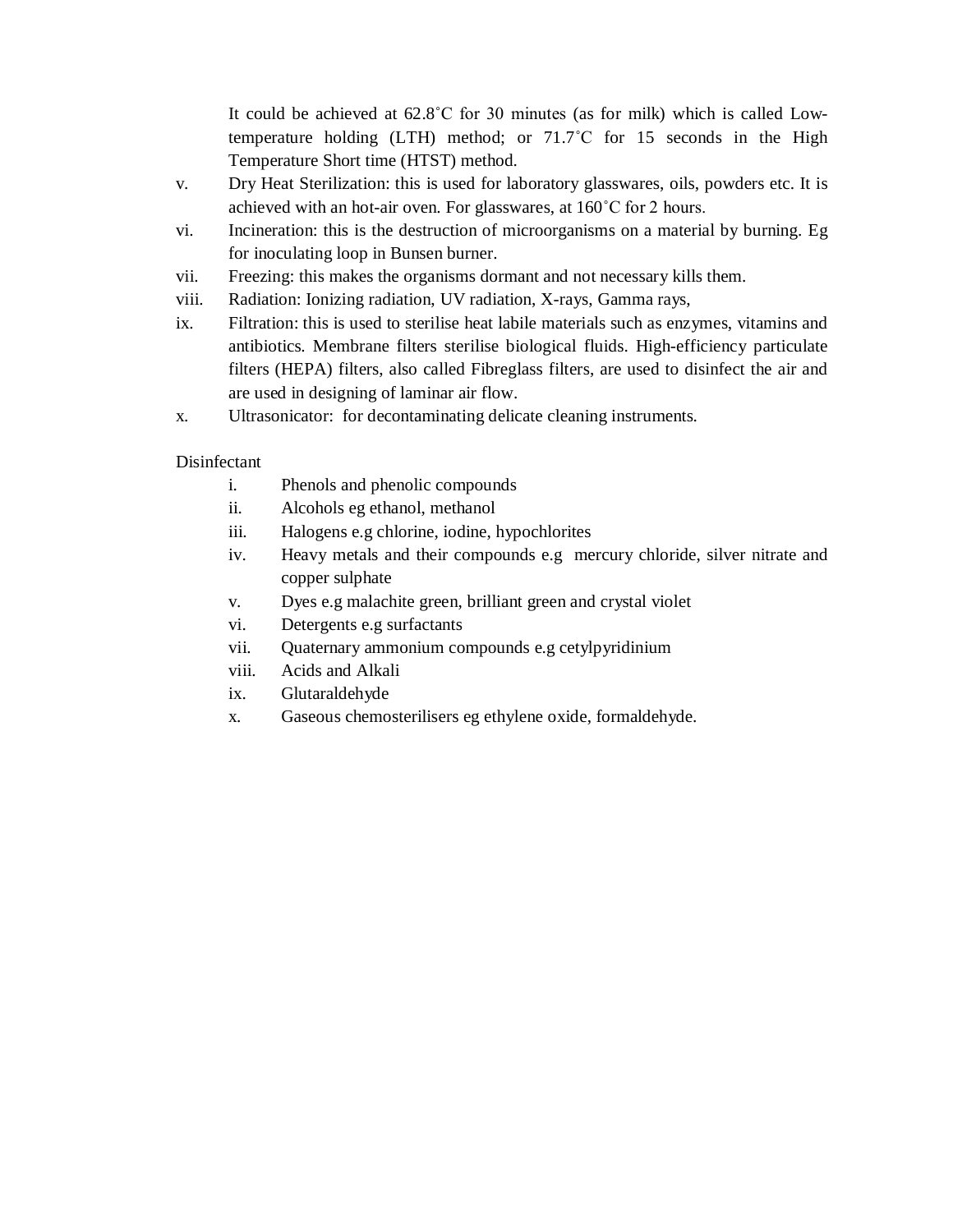It could be achieved at 62.8˚C for 30 minutes (as for milk) which is called Low-temperature holding (LTH) method; or 71.7˚C for 15 seconds in the High Temperature Short time (HTST) method.

v. Dry Heat Sterilization: this is used for laboratory glasswares, oils, powders etc. It is achieved with an hot-air oven. For glasswares, at 160˚C for 2 hours.

vi. Incineration: this is the destruction of microorganisms on a material by burning. Eg for inoculating loop in Bunsen burner.

vii. Freezing: this makes the organisms dormant and not necessary kills them.

viii. Radiation: Ionizing radiation, UV radiation, X-rays, Gamma rays,

ix. Filtration: this is used to sterilise heat labile materials such as enzymes, vitamins and antibiotics. Membrane filters sterilise biological fluids. High-efficiency particulate filters (HEPA) filters, also called Fibreglass filters, are used to disinfect the air and are used in designing of laminar air flow.

x. Ultrasonicator: for decontaminating delicate cleaning instruments.

Disinfectant

i. Phenols and phenolic compounds
ii. Alcohols eg ethanol, methanol
iii. Halogens e.g chlorine, iodine, hypochlorites
iv. Heavy metals and their compounds e.g mercury chloride, silver nitrate and copper sulphate
v. Dyes e.g malachite green, brilliant green and crystal violet
vi. Detergents e.g surfactants
vii. Quaternary ammonium compounds e.g cetylpyridinium
viii. Acids and Alkali
ix. Glutaraldehyde
x. Gaseous chemosterilisers eg ethylene oxide, formaldehyde.